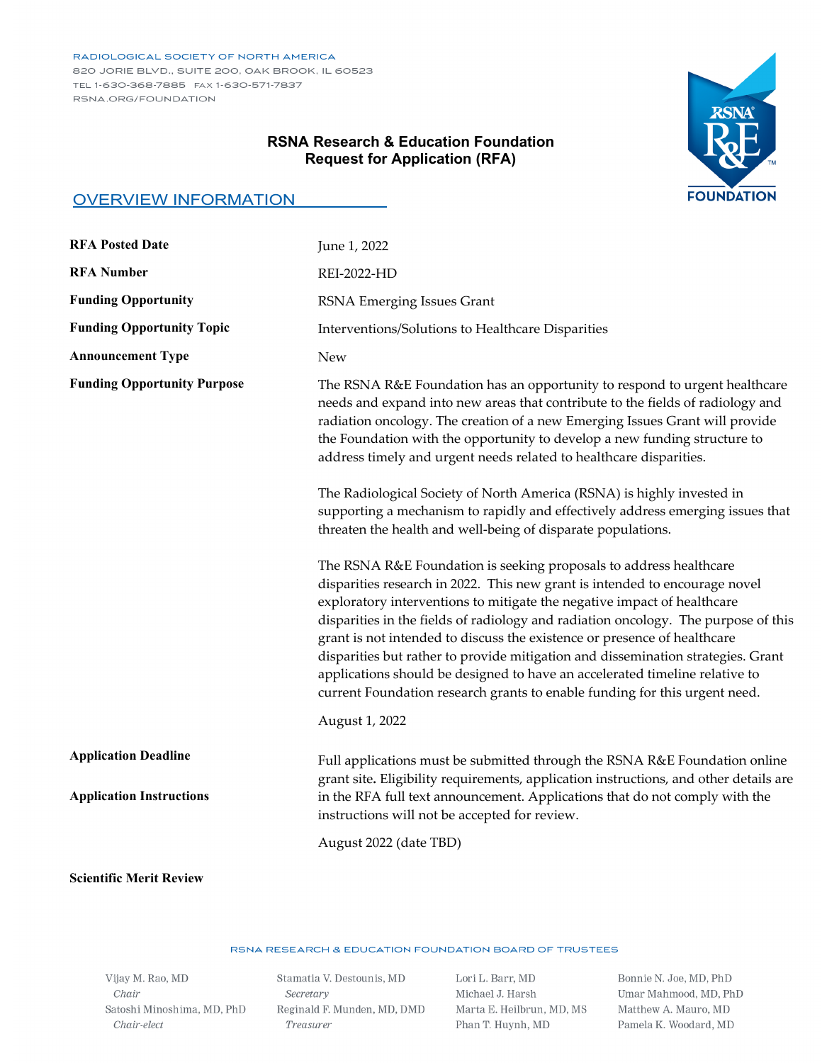RADIOLOGICAL SOCIETY OF NORTH AMERICA
820 JORIE BLVD., SUITE 200, OAK BROOK, IL 60523
TEL 1-630-368-7885 FAX 1-630-571-7837
RSNA.ORG/FOUNDATION

**RSNA Research & Education Foundation**
**Request for Application (RFA)**

## OVERVIEW INFORMATION

| | |
|---|---|
| **RFA Posted Date** | June 1, 2022 |
| **RFA Number** | REI-2022-HD |
| **Funding Opportunity** | RSNA Emerging Issues Grant |
| **Funding Opportunity Topic** | Interventions/Solutions to Healthcare Disparities |
| **Announcement Type** | New |
| **Funding Opportunity Purpose** | The RSNA R&E Foundation has an opportunity to respond to urgent healthcare needs and expand into new areas that contribute to the fields of radiology and radiation oncology. The creation of a new Emerging Issues Grant will provide the Foundation with the opportunity to develop a new funding structure to address timely and urgent needs related to healthcare disparities.<br><br>The Radiological Society of North America (RSNA) is highly invested in supporting a mechanism to rapidly and effectively address emerging issues that threaten the health and well-being of disparate populations.<br><br>The RSNA R&E Foundation is seeking proposals to address healthcare disparities research in 2022. This new grant is intended to encourage novel exploratory interventions to mitigate the negative impact of healthcare disparities in the fields of radiology and radiation oncology. The purpose of this grant is not intended to discuss the existence or presence of healthcare disparities but rather to provide mitigation and dissemination strategies. Grant applications should be designed to have an accelerated timeline relative to current Foundation research grants to enable funding for this urgent need. |
| **Application Deadline** | August 1, 2022 |
| **Application Instructions** | Full applications must be submitted through the RSNA R&E Foundation online grant site**.** Eligibility requirements, application instructions, and other details are in the RFA full text announcement. Applications that do not comply with the instructions will not be accepted for review. |
| **Scientific Merit Review** | August 2022 (date TBD) |

RSNA RESEARCH & EDUCATION FOUNDATION BOARD OF TRUSTEES

Vijay M. Rao, MD, *Chair*
Satoshi Minoshima, MD, PhD, *Chair-elect*
Stamatia V. Destounis, MD, *Secretary*
Reginald F. Munden, MD, DMD, *Treasurer*
Lori L. Barr, MD
Michael J. Harsh
Marta E. Heilbrun, MD, MS
Phan T. Huynh, MD
Bonnie N. Joe, MD, PhD
Umar Mahmood, MD, PhD
Matthew A. Mauro, MD
Pamela K. Woodard, MD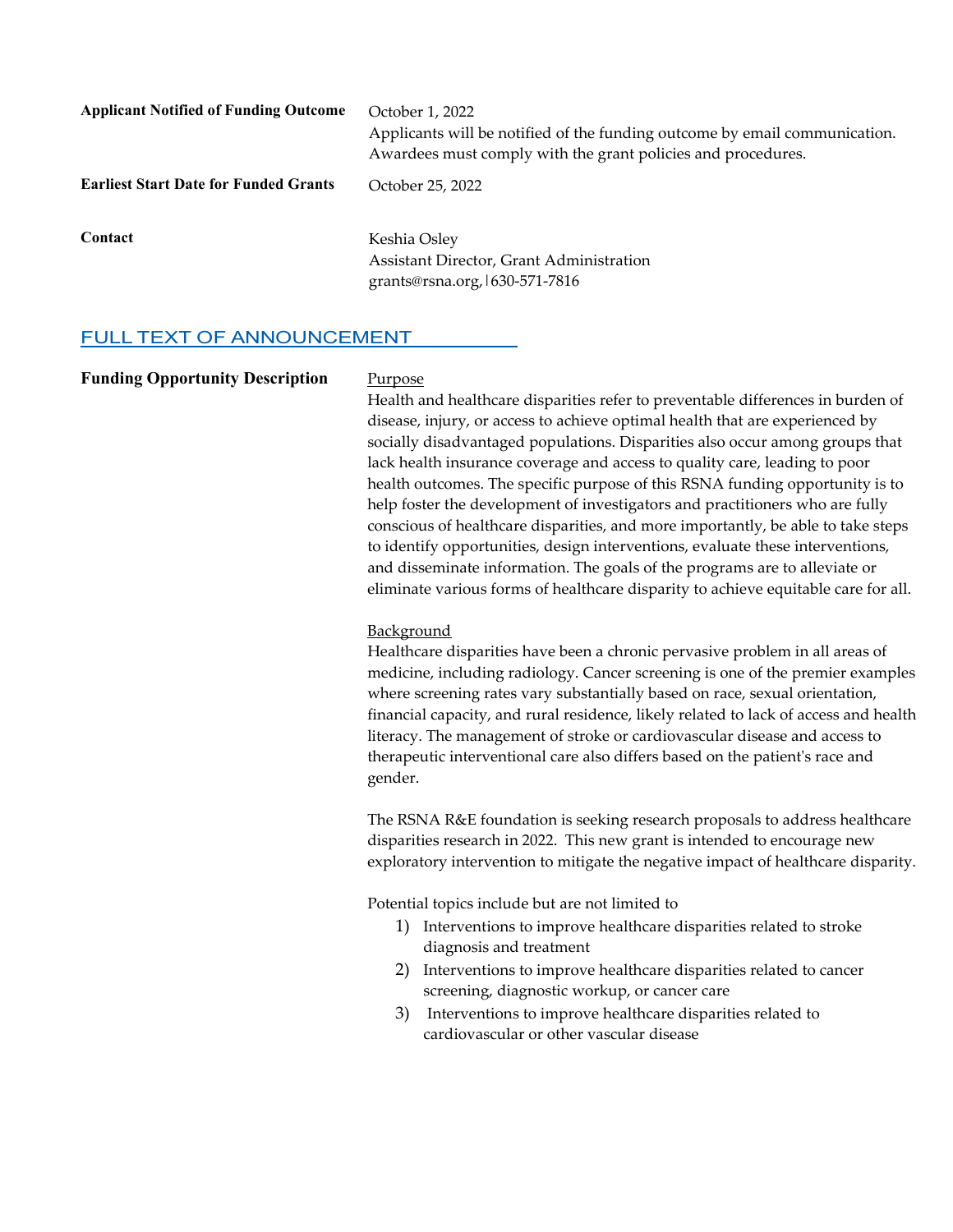| | |
|---|---|
| **Applicant Notified of Funding Outcome** | October 1, 2022<br>Applicants will be notified of the funding outcome by email communication. Awardees must comply with the grant policies and procedures. |
| **Earliest Start Date for Funded Grants** | October 25, 2022 |
| **Contact** | Keshia Osley<br>Assistant Director, Grant Administration<br>grants@rsna.org,|630-571-7816 |

## FULL TEXT OF ANNOUNCEMENT

**Funding Opportunity Description**

Purpose

Health and healthcare disparities refer to preventable differences in burden of disease, injury, or access to achieve optimal health that are experienced by socially disadvantaged populations. Disparities also occur among groups that lack health insurance coverage and access to quality care, leading to poor health outcomes. The specific purpose of this RSNA funding opportunity is to help foster the development of investigators and practitioners who are fully conscious of healthcare disparities, and more importantly, be able to take steps to identify opportunities, design interventions, evaluate these interventions, and disseminate information. The goals of the programs are to alleviate or eliminate various forms of healthcare disparity to achieve equitable care for all.

Background

Healthcare disparities have been a chronic pervasive problem in all areas of medicine, including radiology. Cancer screening is one of the premier examples where screening rates vary substantially based on race, sexual orientation, financial capacity, and rural residence, likely related to lack of access and health literacy. The management of stroke or cardiovascular disease and access to therapeutic interventional care also differs based on the patient's race and gender.

The RSNA R&E foundation is seeking research proposals to address healthcare disparities research in 2022. This new grant is intended to encourage new exploratory intervention to mitigate the negative impact of healthcare disparity.

Potential topics include but are not limited to

1) Interventions to improve healthcare disparities related to stroke diagnosis and treatment
2) Interventions to improve healthcare disparities related to cancer screening, diagnostic workup, or cancer care
3) Interventions to improve healthcare disparities related to cardiovascular or other vascular disease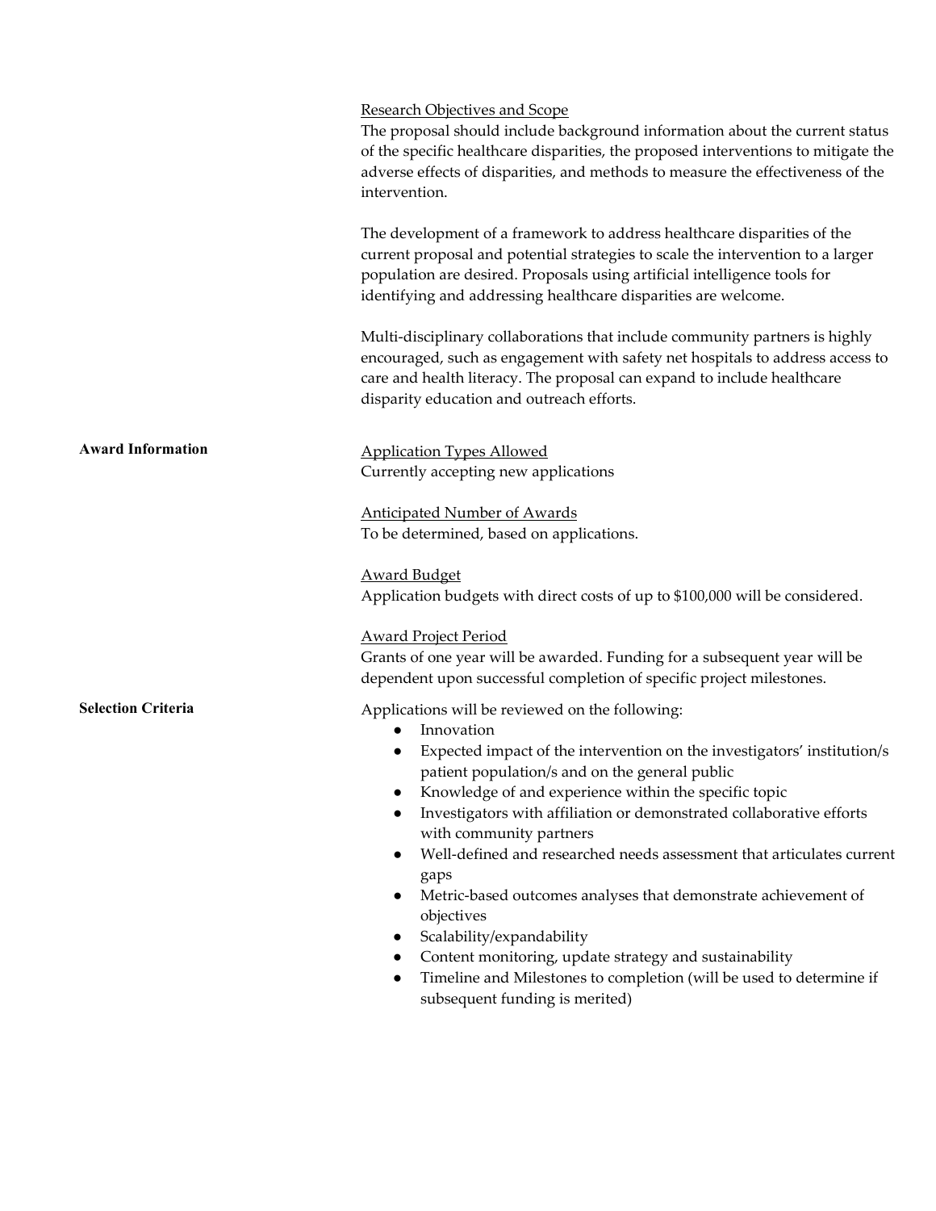Research Objectives and Scope

The proposal should include background information about the current status of the specific healthcare disparities, the proposed interventions to mitigate the adverse effects of disparities, and methods to measure the effectiveness of the intervention.

The development of a framework to address healthcare disparities of the current proposal and potential strategies to scale the intervention to a larger population are desired. Proposals using artificial intelligence tools for identifying and addressing healthcare disparities are welcome.

Multi-disciplinary collaborations that include community partners is highly encouraged, such as engagement with safety net hospitals to address access to care and health literacy. The proposal can expand to include healthcare disparity education and outreach efforts.

**Award Information**

Application Types Allowed

Currently accepting new applications

Anticipated Number of Awards

To be determined, based on applications.

Award Budget

Application budgets with direct costs of up to $100,000 will be considered.

Award Project Period

Grants of one year will be awarded. Funding for a subsequent year will be dependent upon successful completion of specific project milestones.

**Selection Criteria**

Applications will be reviewed on the following:

- Innovation
- Expected impact of the intervention on the investigators' institution/s patient population/s and on the general public
- Knowledge of and experience within the specific topic
- Investigators with affiliation or demonstrated collaborative efforts with community partners
- Well-defined and researched needs assessment that articulates current gaps
- Metric-based outcomes analyses that demonstrate achievement of objectives
- Scalability/expandability
- Content monitoring, update strategy and sustainability
- Timeline and Milestones to completion (will be used to determine if subsequent funding is merited)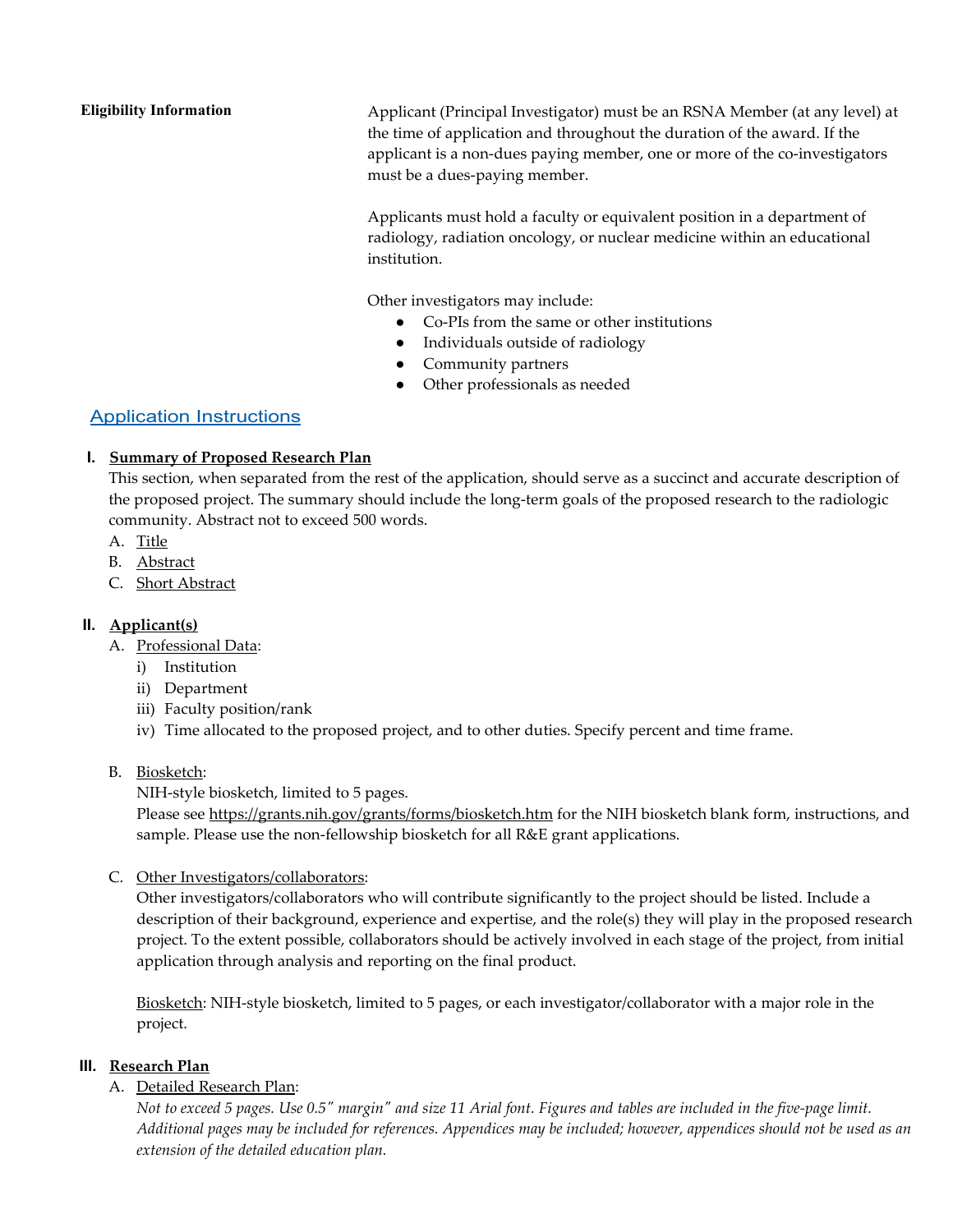**Eligibility Information**

Applicant (Principal Investigator) must be an RSNA Member (at any level) at the time of application and throughout the duration of the award. If the applicant is a non-dues paying member, one or more of the co-investigators must be a dues-paying member.

Applicants must hold a faculty or equivalent position in a department of radiology, radiation oncology, or nuclear medicine within an educational institution.

Other investigators may include:

- Co-PIs from the same or other institutions
- Individuals outside of radiology
- Community partners
- Other professionals as needed

## Application Instructions

### I. Summary of Proposed Research Plan

This section, when separated from the rest of the application, should serve as a succinct and accurate description of the proposed project. The summary should include the long-term goals of the proposed research to the radiologic community. Abstract not to exceed 500 words.

A. Title
B. Abstract
C. Short Abstract

### II. Applicant(s)

A. Professional Data:
   i) Institution
   ii) Department
   iii) Faculty position/rank
   iv) Time allocated to the proposed project, and to other duties. Specify percent and time frame.

B. Biosketch:
   NIH-style biosketch, limited to 5 pages.
   Please see https://grants.nih.gov/grants/forms/biosketch.htm for the NIH biosketch blank form, instructions, and sample. Please use the non-fellowship biosketch for all R&E grant applications.

C. Other Investigators/collaborators:
   Other investigators/collaborators who will contribute significantly to the project should be listed. Include a description of their background, experience and expertise, and the role(s) they will play in the proposed research project. To the extent possible, collaborators should be actively involved in each stage of the project, from initial application through analysis and reporting on the final product.

   Biosketch: NIH-style biosketch, limited to 5 pages, or each investigator/collaborator with a major role in the project.

### III. Research Plan

A. Detailed Research Plan:
   *Not to exceed 5 pages. Use 0.5" margin" and size 11 Arial font. Figures and tables are included in the five-page limit. Additional pages may be included for references. Appendices may be included; however, appendices should not be used as an extension of the detailed education plan.*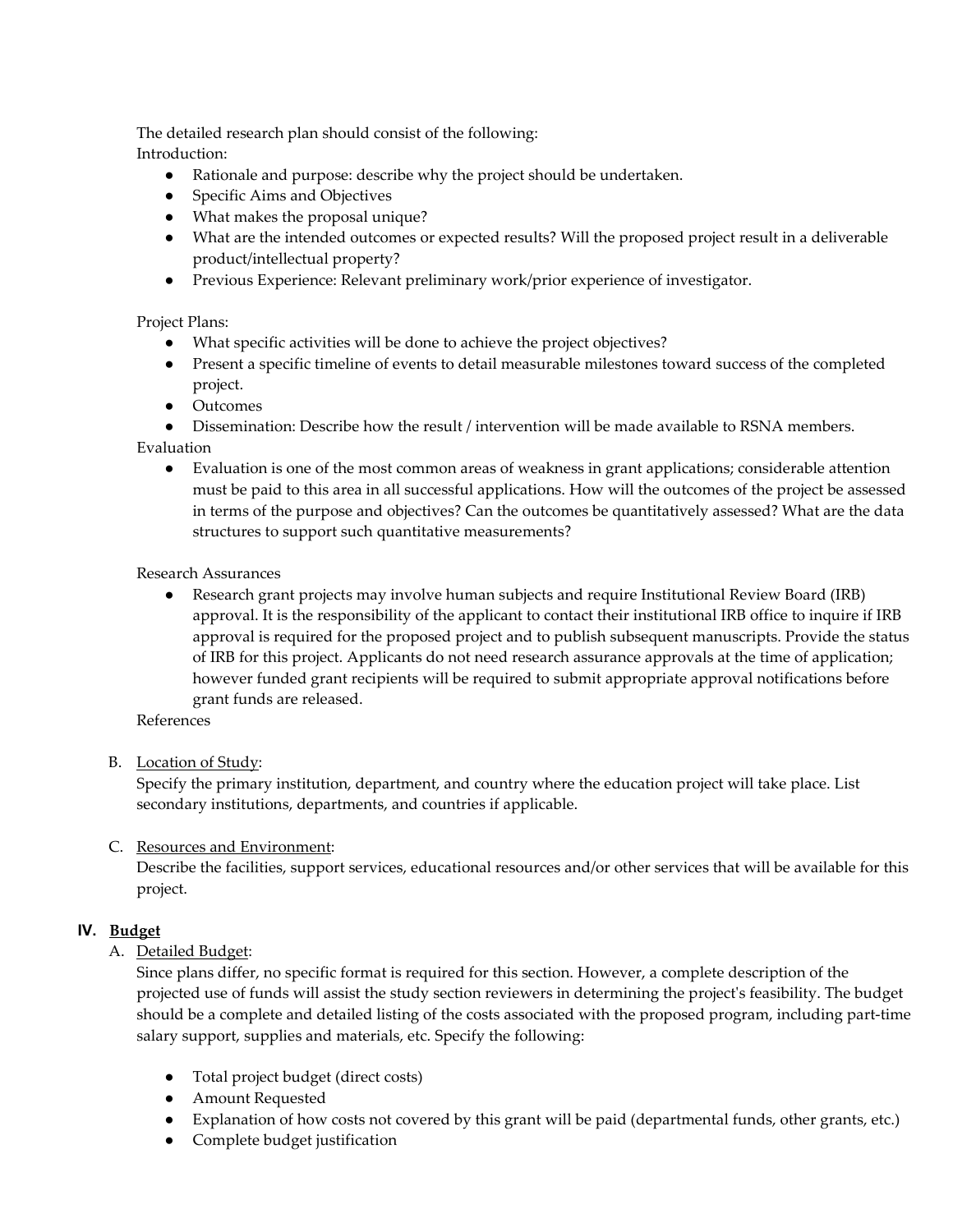The detailed research plan should consist of the following:

Introduction:

- Rationale and purpose: describe why the project should be undertaken.
- Specific Aims and Objectives
- What makes the proposal unique?
- What are the intended outcomes or expected results? Will the proposed project result in a deliverable product/intellectual property?
- Previous Experience: Relevant preliminary work/prior experience of investigator.

Project Plans:

- What specific activities will be done to achieve the project objectives?
- Present a specific timeline of events to detail measurable milestones toward success of the completed project.
- Outcomes
- Dissemination: Describe how the result / intervention will be made available to RSNA members.

Evaluation

- Evaluation is one of the most common areas of weakness in grant applications; considerable attention must be paid to this area in all successful applications. How will the outcomes of the project be assessed in terms of the purpose and objectives? Can the outcomes be quantitatively assessed? What are the data structures to support such quantitative measurements?

Research Assurances

- Research grant projects may involve human subjects and require Institutional Review Board (IRB) approval. It is the responsibility of the applicant to contact their institutional IRB office to inquire if IRB approval is required for the proposed project and to publish subsequent manuscripts. Provide the status of IRB for this project. Applicants do not need research assurance approvals at the time of application; however funded grant recipients will be required to submit appropriate approval notifications before grant funds are released.

References

B. <u>Location of Study</u>:
Specify the primary institution, department, and country where the education project will take place. List secondary institutions, departments, and countries if applicable.

C. <u>Resources and Environment</u>:
Describe the facilities, support services, educational resources and/or other services that will be available for this project.

## IV. <u>Budget</u>

A. <u>Detailed Budget</u>:
Since plans differ, no specific format is required for this section. However, a complete description of the projected use of funds will assist the study section reviewers in determining the project's feasibility. The budget should be a complete and detailed listing of the costs associated with the proposed program, including part-time salary support, supplies and materials, etc. Specify the following:

- Total project budget (direct costs)
- Amount Requested
- Explanation of how costs not covered by this grant will be paid (departmental funds, other grants, etc.)
- Complete budget justification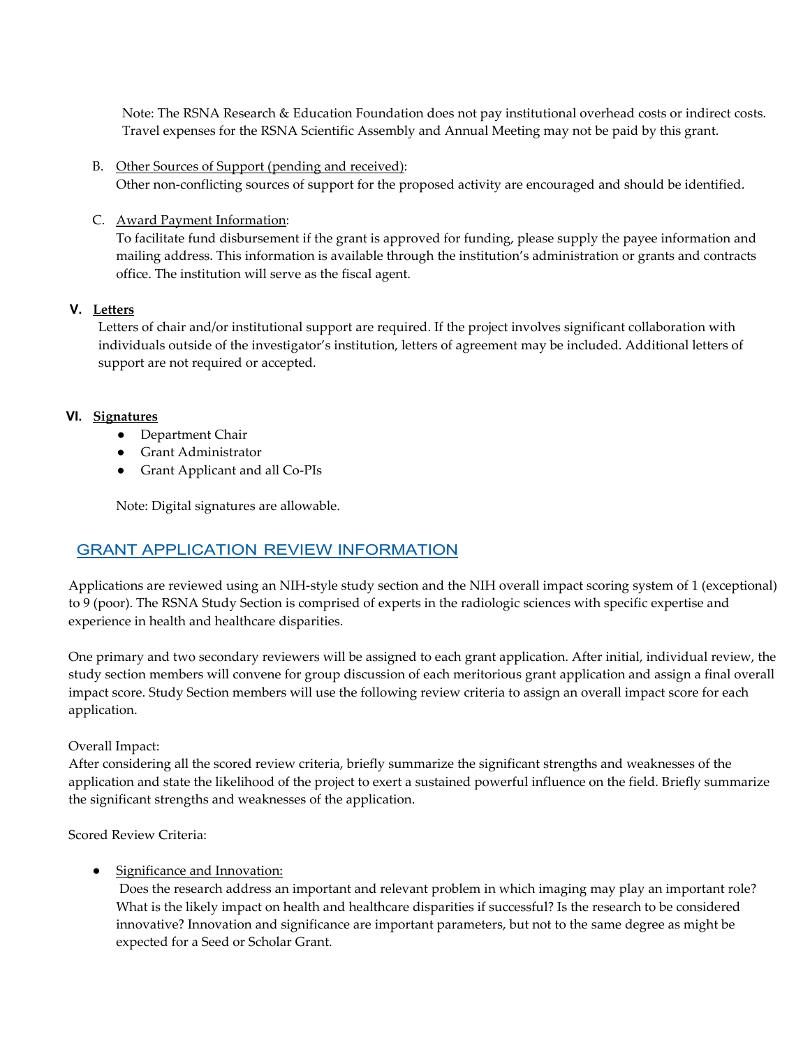Note: The RSNA Research & Education Foundation does not pay institutional overhead costs or indirect costs. Travel expenses for the RSNA Scientific Assembly and Annual Meeting may not be paid by this grant.

B. Other Sources of Support (pending and received):
Other non-conflicting sources of support for the proposed activity are encouraged and should be identified.

C. Award Payment Information:
To facilitate fund disbursement if the grant is approved for funding, please supply the payee information and mailing address. This information is available through the institution's administration or grants and contracts office. The institution will serve as the fiscal agent.

### V. Letters

Letters of chair and/or institutional support are required. If the project involves significant collaboration with individuals outside of the investigator's institution, letters of agreement may be included. Additional letters of support are not required or accepted.

### VI. Signatures

- Department Chair
- Grant Administrator
- Grant Applicant and all Co-PIs

Note: Digital signatures are allowable.

## GRANT APPLICATION REVIEW INFORMATION

Applications are reviewed using an NIH-style study section and the NIH overall impact scoring system of 1 (exceptional) to 9 (poor). The RSNA Study Section is comprised of experts in the radiologic sciences with specific expertise and experience in health and healthcare disparities.

One primary and two secondary reviewers will be assigned to each grant application. After initial, individual review, the study section members will convene for group discussion of each meritorious grant application and assign a final overall impact score. Study Section members will use the following review criteria to assign an overall impact score for each application.

Overall Impact:
After considering all the scored review criteria, briefly summarize the significant strengths and weaknesses of the application and state the likelihood of the project to exert a sustained powerful influence on the field. Briefly summarize the significant strengths and weaknesses of the application.

Scored Review Criteria:

- Significance and Innovation:
  Does the research address an important and relevant problem in which imaging may play an important role? What is the likely impact on health and healthcare disparities if successful? Is the research to be considered innovative? Innovation and significance are important parameters, but not to the same degree as might be expected for a Seed or Scholar Grant.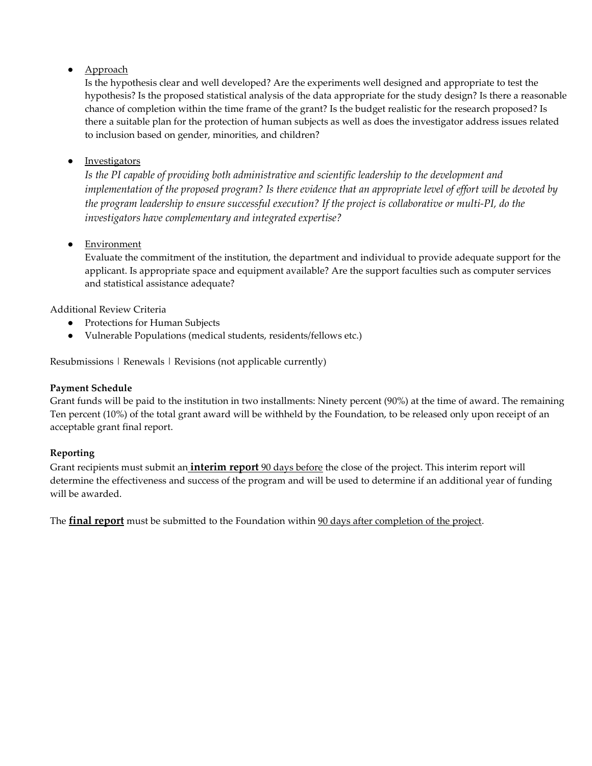- <u>Approach</u>
  Is the hypothesis clear and well developed? Are the experiments well designed and appropriate to test the hypothesis? Is the proposed statistical analysis of the data appropriate for the study design? Is there a reasonable chance of completion within the time frame of the grant? Is the budget realistic for the research proposed? Is there a suitable plan for the protection of human subjects as well as does the investigator address issues related to inclusion based on gender, minorities, and children?

- <u>Investigators</u>
  *Is the PI capable of providing both administrative and scientific leadership to the development and implementation of the proposed program? Is there evidence that an appropriate level of effort will be devoted by the program leadership to ensure successful execution? If the project is collaborative or multi-PI, do the investigators have complementary and integrated expertise?*

- <u>Environment</u>
  Evaluate the commitment of the institution, the department and individual to provide adequate support for the applicant. Is appropriate space and equipment available? Are the support faculties such as computer services and statistical assistance adequate?

Additional Review Criteria

- Protections for Human Subjects
- Vulnerable Populations (medical students, residents/fellows etc.)

Resubmissions | Renewals | Revisions (not applicable currently)

**Payment Schedule**

Grant funds will be paid to the institution in two installments: Ninety percent (90%) at the time of award. The remaining Ten percent (10%) of the total grant award will be withheld by the Foundation, to be released only upon receipt of an acceptable grant final report.

**Reporting**

Grant recipients must submit an **<u>interim report</u>** <u>90 days before</u> the close of the project. This interim report will determine the effectiveness and success of the program and will be used to determine if an additional year of funding will be awarded.

The **<u>final report</u>** must be submitted to the Foundation within <u>90 days after completion of the project</u>.